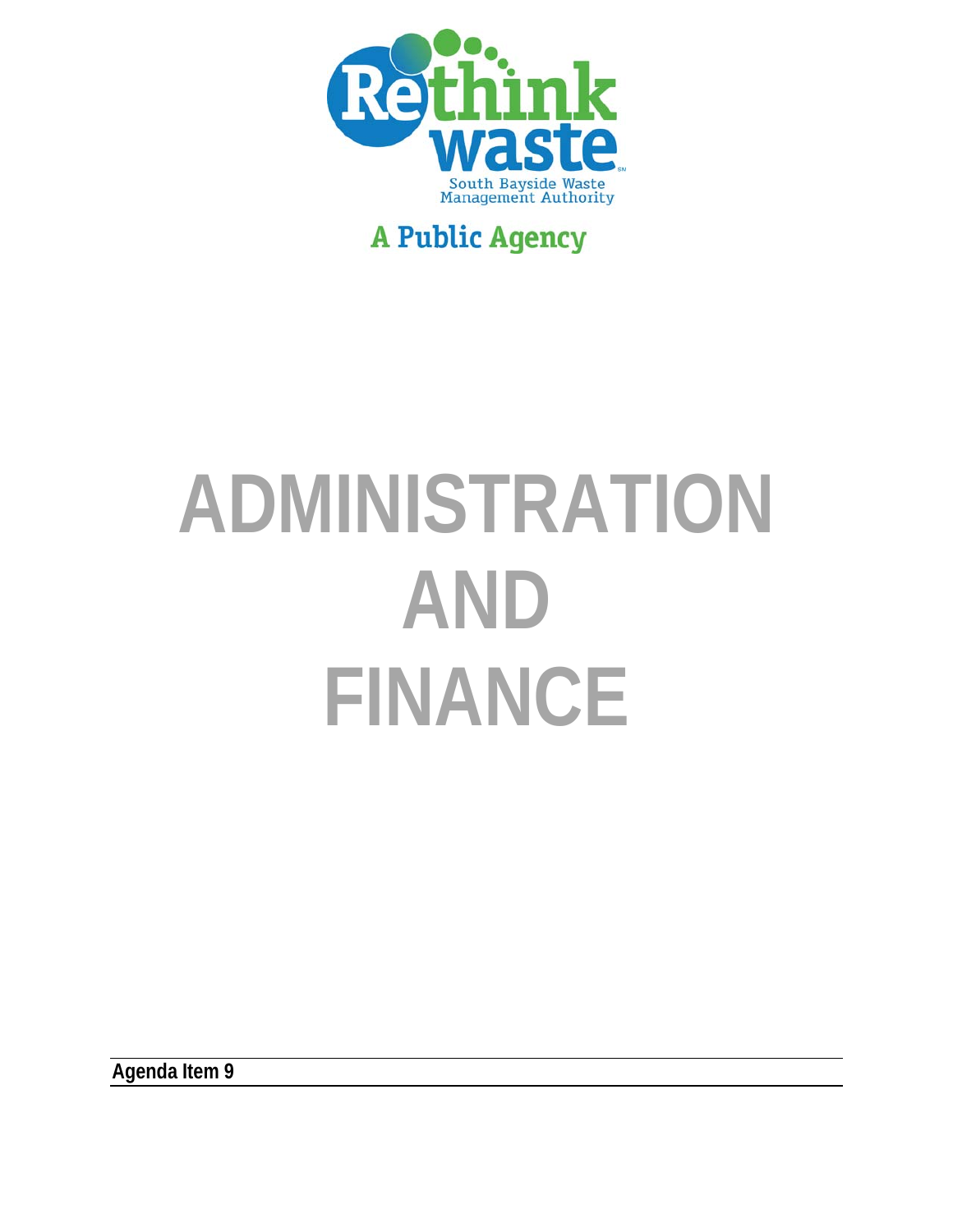Rethink waste

South Bayside Waste Management Authority

A Public Agency

# ADMINISTRATION AND FINANCE

**Agenda Item 9**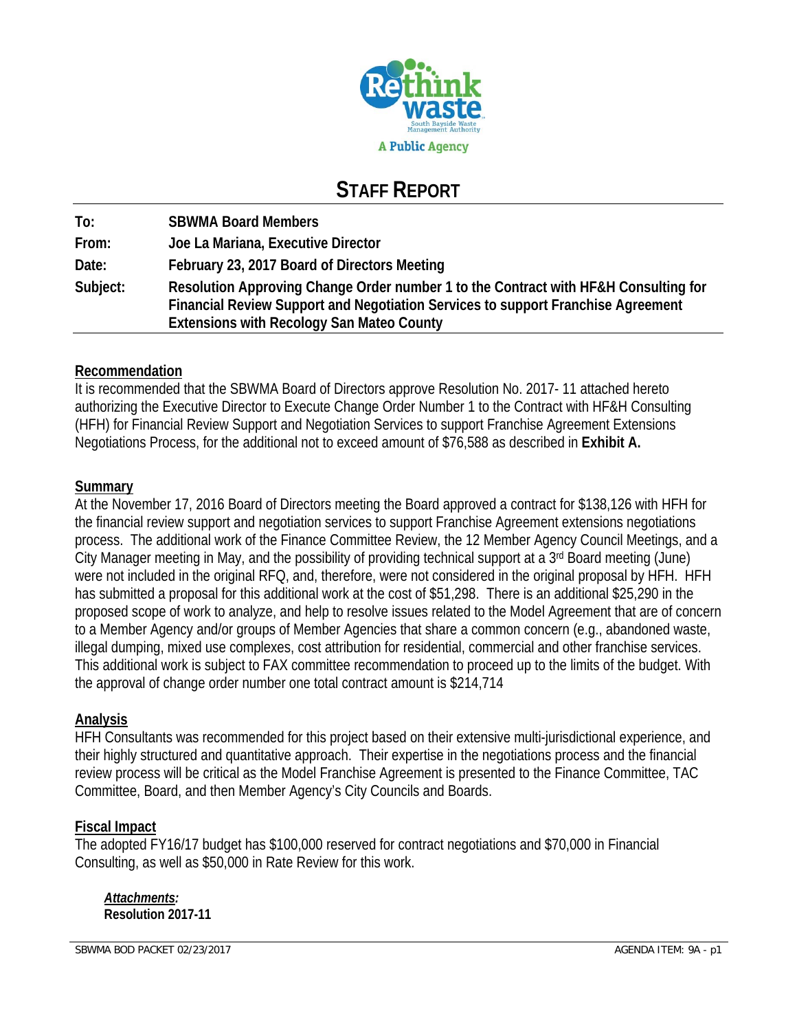Rethink waste
South Bayside Waste Management Authority
A Public Agency

# STAFF REPORT

| | |
|---|---|
| **To:** | **SBWMA Board Members** |
| **From:** | **Joe La Mariana, Executive Director** |
| **Date:** | **February 23, 2017 Board of Directors Meeting** |
| **Subject:** | **Resolution Approving Change Order number 1 to the Contract with HF&H Consulting for Financial Review Support and Negotiation Services to support Franchise Agreement Extensions with Recology San Mateo County** |

## Recommendation

It is recommended that the SBWMA Board of Directors approve Resolution No. 2017- 11 attached hereto authorizing the Executive Director to Execute Change Order Number 1 to the Contract with HF&H Consulting (HFH) for Financial Review Support and Negotiation Services to support Franchise Agreement Extensions Negotiations Process, for the additional not to exceed amount of $76,588 as described in **Exhibit A.**

## Summary

At the November 17, 2016 Board of Directors meeting the Board approved a contract for $138,126 with HFH for the financial review support and negotiation services to support Franchise Agreement extensions negotiations process. The additional work of the Finance Committee Review, the 12 Member Agency Council Meetings, and a City Manager meeting in May, and the possibility of providing technical support at a 3rd Board meeting (June) were not included in the original RFQ, and, therefore, were not considered in the original proposal by HFH. HFH has submitted a proposal for this additional work at the cost of $51,298. There is an additional $25,290 in the proposed scope of work to analyze, and help to resolve issues related to the Model Agreement that are of concern to a Member Agency and/or groups of Member Agencies that share a common concern (e.g., abandoned waste, illegal dumping, mixed use complexes, cost attribution for residential, commercial and other franchise services. This additional work is subject to FAX committee recommendation to proceed up to the limits of the budget. With the approval of change order number one total contract amount is $214,714

## Analysis

HFH Consultants was recommended for this project based on their extensive multi-jurisdictional experience, and their highly structured and quantitative approach. Their expertise in the negotiations process and the financial review process will be critical as the Model Franchise Agreement is presented to the Finance Committee, TAC Committee, Board, and then Member Agency's City Councils and Boards.

## Fiscal Impact

The adopted FY16/17 budget has $100,000 reserved for contract negotiations and $70,000 in Financial Consulting, as well as $50,000 in Rate Review for this work.

***Attachments:***
**Resolution 2017-11**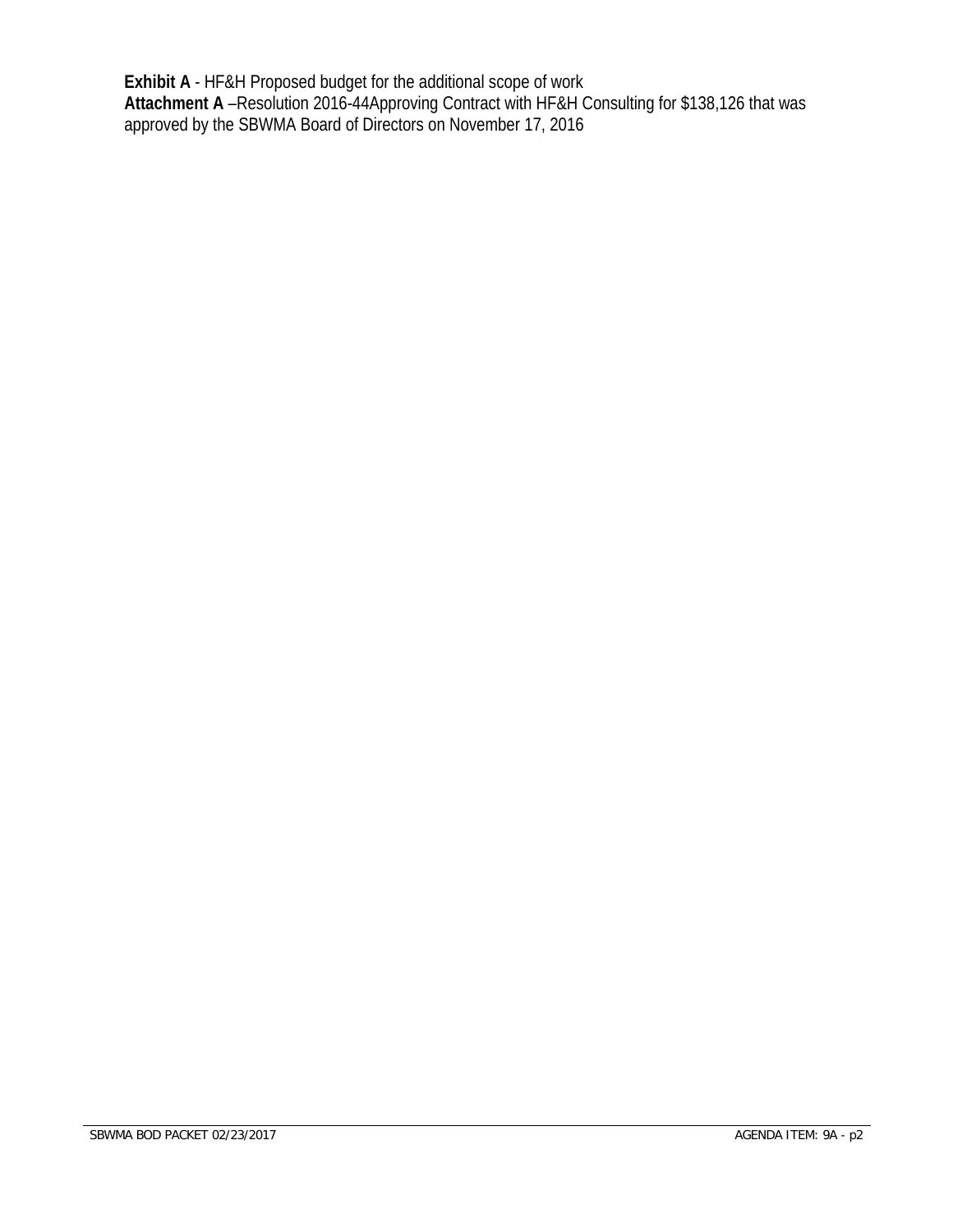**Exhibit A** - HF&H Proposed budget for the additional scope of work

**Attachment A** –Resolution 2016-44Approving Contract with HF&H Consulting for $138,126 that was approved by the SBWMA Board of Directors on November 17, 2016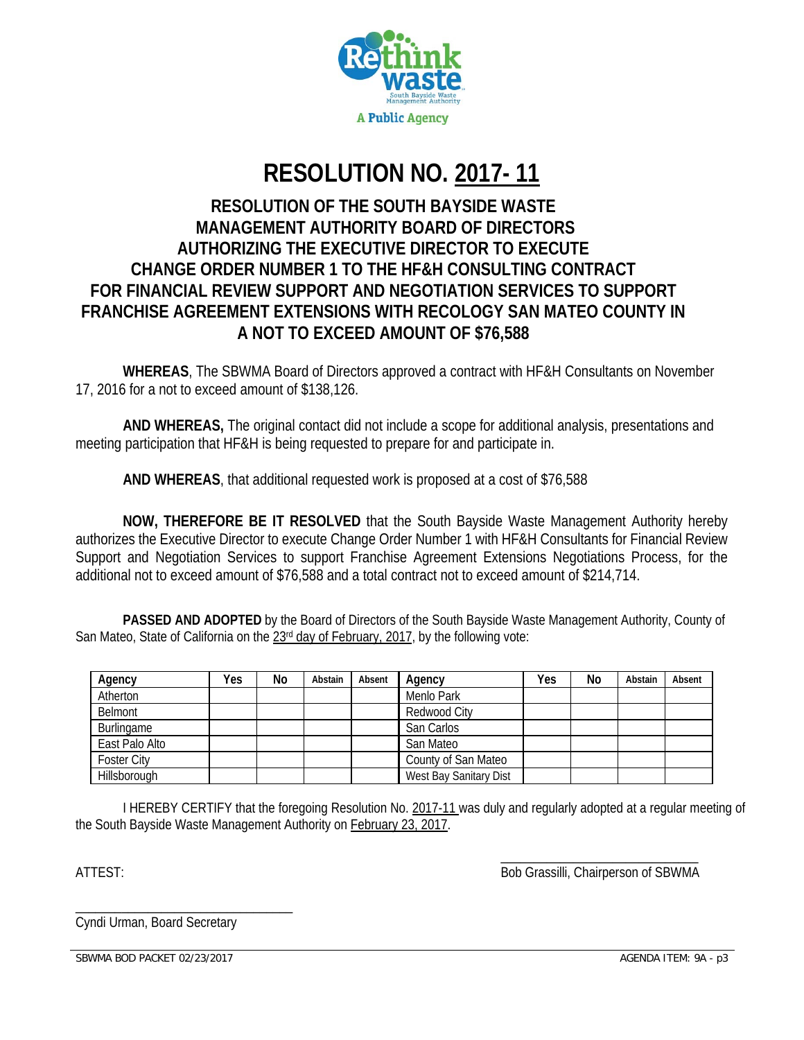# RESOLUTION NO. 2017- 11

## RESOLUTION OF THE SOUTH BAYSIDE WASTE MANAGEMENT AUTHORITY BOARD OF DIRECTORS AUTHORIZING THE EXECUTIVE DIRECTOR TO EXECUTE CHANGE ORDER NUMBER 1 TO THE HF&H CONSULTING CONTRACT FOR FINANCIAL REVIEW SUPPORT AND NEGOTIATION SERVICES TO SUPPORT FRANCHISE AGREEMENT EXTENSIONS WITH RECOLOGY SAN MATEO COUNTY IN A NOT TO EXCEED AMOUNT OF $76,588

**WHEREAS**, The SBWMA Board of Directors approved a contract with HF&H Consultants on November 17, 2016 for a not to exceed amount of $138,126.

**AND WHEREAS,** The original contact did not include a scope for additional analysis, presentations and meeting participation that HF&H is being requested to prepare for and participate in.

**AND WHEREAS**, that additional requested work is proposed at a cost of $76,588

**NOW, THEREFORE BE IT RESOLVED** that the South Bayside Waste Management Authority hereby authorizes the Executive Director to execute Change Order Number 1 with HF&H Consultants for Financial Review Support and Negotiation Services to support Franchise Agreement Extensions Negotiations Process, for the additional not to exceed amount of $76,588 and a total contract not to exceed amount of $214,714.

**PASSED AND ADOPTED** by the Board of Directors of the South Bayside Waste Management Authority, County of San Mateo, State of California on the 23rd day of February, 2017, by the following vote:

| Agency | Yes | No | Abstain | Absent | Agency | Yes | No | Abstain | Absent |
|---|---|---|---|---|---|---|---|---|---|
| Atherton | | | | | Menlo Park | | | | |
| Belmont | | | | | Redwood City | | | | |
| Burlingame | | | | | San Carlos | | | | |
| East Palo Alto | | | | | San Mateo | | | | |
| Foster City | | | | | County of San Mateo | | | | |
| Hillsborough | | | | | West Bay Sanitary Dist | | | | |

I HEREBY CERTIFY that the foregoing Resolution No. 2017-11 was duly and regularly adopted at a regular meeting of the South Bayside Waste Management Authority on February 23, 2017.

ATTEST:

\_\_\_\_\_\_\_\_\_\_\_\_\_\_\_\_\_\_\_\_\_\_\_\_\_\_\_\_\_\_
Bob Grassilli, Chairperson of SBWMA

\_\_\_\_\_\_\_\_\_\_\_\_\_\_\_\_\_\_\_\_\_\_\_\_\_\_\_\_\_\_
Cyndi Urman, Board Secretary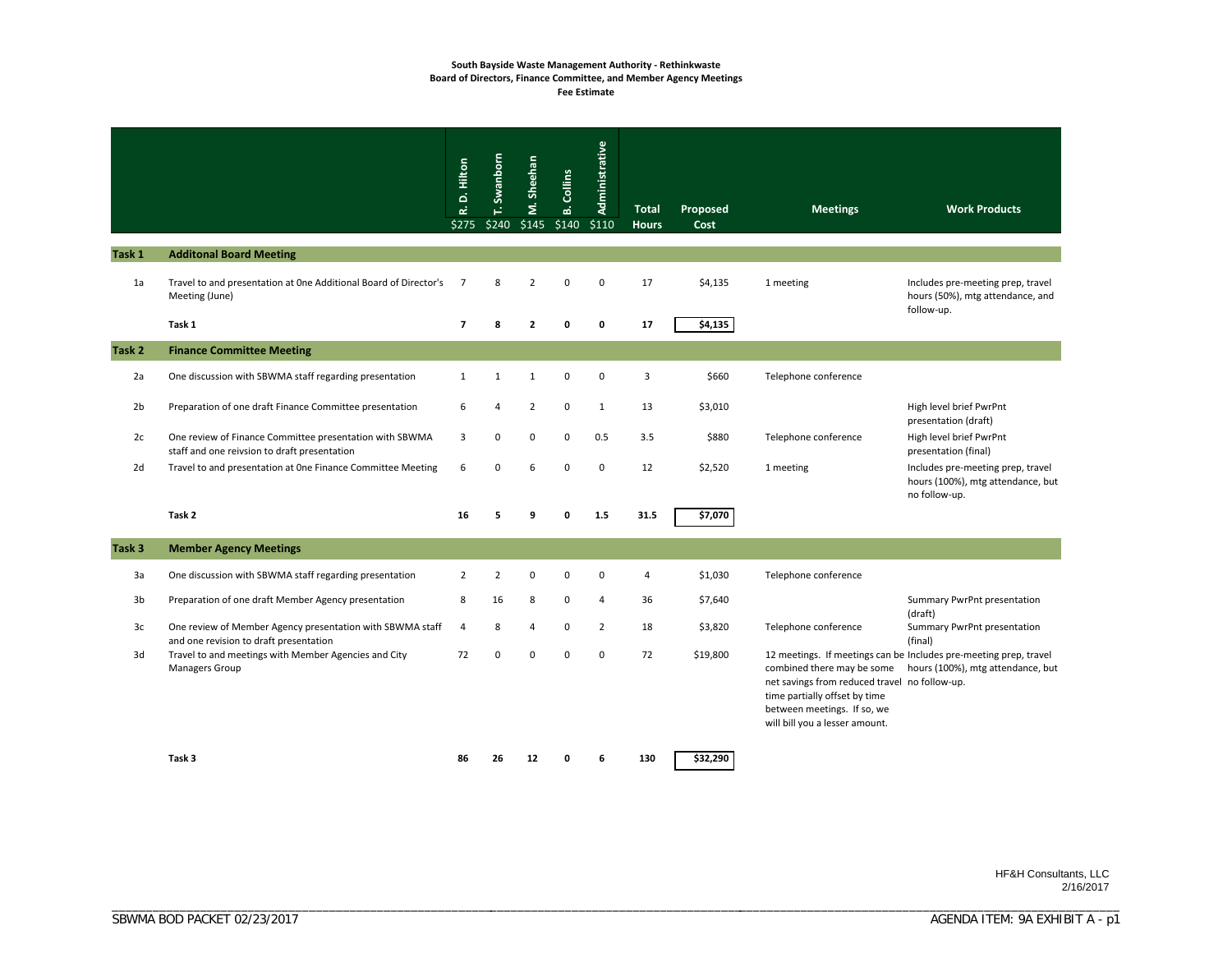**South Bayside Waste Management Authority - Rethinkwaste**
**Board of Directors, Finance Committee, and Member Agency Meetings**
**Fee Estimate**

| | | R. D. Hilton $275 | T. Swanborn $240 | M. Sheehan $145 | B. Collins $140 | Administrative $110 | Total Hours | Proposed Cost | Meetings | Work Products |
|---|---|---|---|---|---|---|---|---|---|---|
| **Task 1** | **Additonal Board Meeting** | | | | | | | | | |
| 1a | Travel to and presentation at 0ne Additional Board of Director's Meeting (June) | 7 | 8 | 2 | 0 | 0 | 17 | $4,135 | 1 meeting | Includes pre-meeting prep, travel hours (50%), mtg attendance, and follow-up. |
| | **Task 1** | **7** | **8** | **2** | **0** | **0** | **17** | **$4,135** | | |
| **Task 2** | **Finance Committee Meeting** | | | | | | | | | |
| 2a | One discussion with SBWMA staff regarding presentation | 1 | 1 | 1 | 0 | 0 | 3 | $660 | Telephone conference | |
| 2b | Preparation of one draft Finance Committee presentation | 6 | 4 | 2 | 0 | 1 | 13 | $3,010 | | High level brief PwrPnt presentation (draft) |
| 2c | One review of Finance Committee presentation with SBWMA staff and one reivsion to draft presentation | 3 | 0 | 0 | 0 | 0.5 | 3.5 | $880 | Telephone conference | High level brief PwrPnt presentation (final) |
| 2d | Travel to and presentation at 0ne Finance Committee Meeting | 6 | 0 | 6 | 0 | 0 | 12 | $2,520 | 1 meeting | Includes pre-meeting prep, travel hours (100%), mtg attendance, but no follow-up. |
| | **Task 2** | **16** | **5** | **9** | **0** | **1.5** | **31.5** | **$7,070** | | |
| **Task 3** | **Member Agency Meetings** | | | | | | | | | |
| 3a | One discussion with SBWMA staff regarding presentation | 2 | 2 | 0 | 0 | 0 | 4 | $1,030 | Telephone conference | |
| 3b | Preparation of one draft Member Agency presentation | 8 | 16 | 8 | 0 | 4 | 36 | $7,640 | | Summary PwrPnt presentation (draft) |
| 3c | One review of Member Agency presentation with SBWMA staff and one revision to draft presentation | 4 | 8 | 4 | 0 | 2 | 18 | $3,820 | Telephone conference | Summary PwrPnt presentation (final) |
| 3d | Travel to and meetings with Member Agencies and City Managers Group | 72 | 0 | 0 | 0 | 0 | 72 | $19,800 | 12 meetings. If meetings can be combined there may be some net savings from reduced travel time partially offset by time between meetings. If so, we will bill you a lesser amount. | Includes pre-meeting prep, travel hours (100%), mtg attendance, but no follow-up. |
| | **Task 3** | **86** | **26** | **12** | **0** | **6** | **130** | **$32,290** | | |

HF&H Consultants, LLC
2/16/2017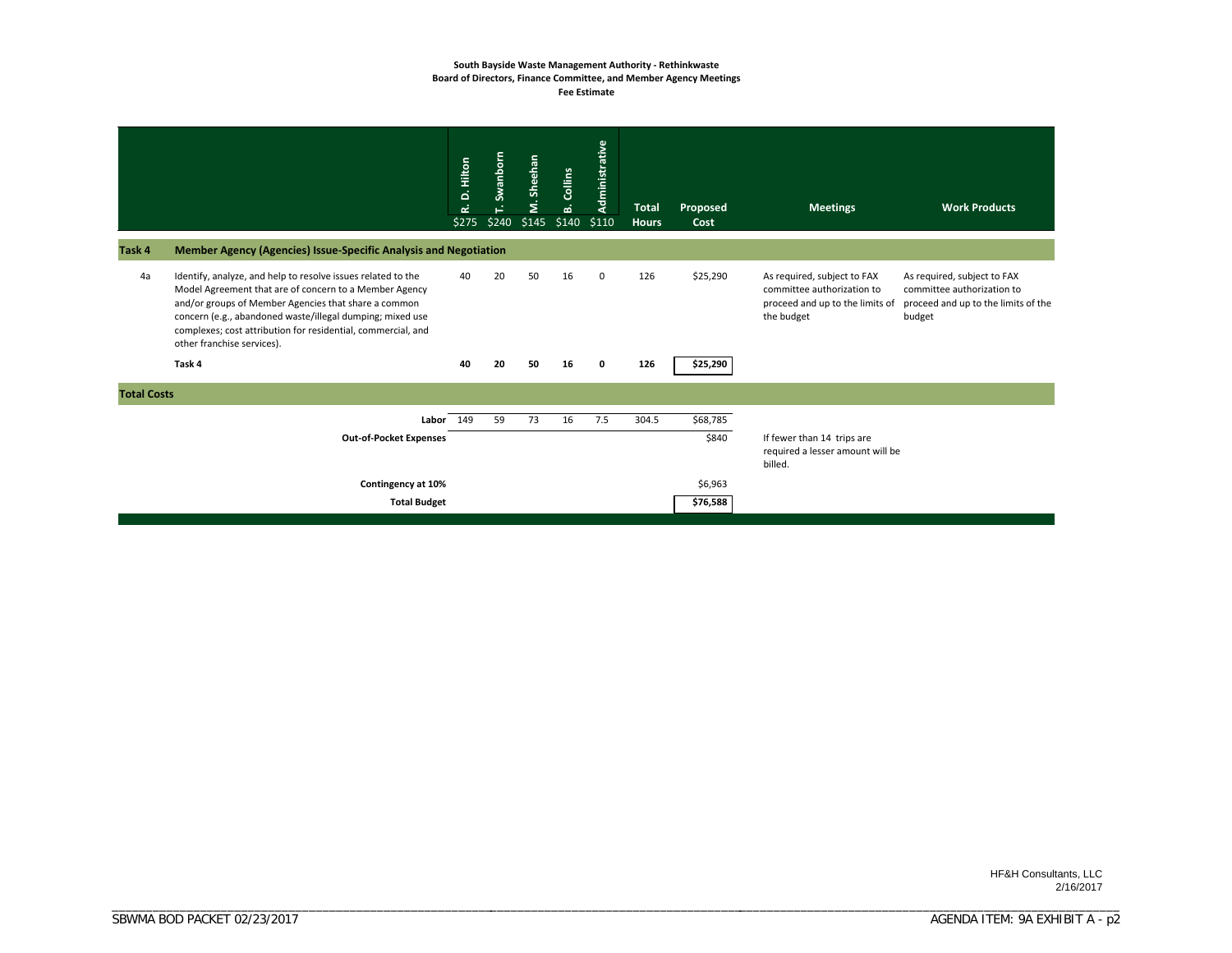**South Bayside Waste Management Authority - Rethinkwaste**
**Board of Directors, Finance Committee, and Member Agency Meetings**
**Fee Estimate**

| | | R. D. Hilton | T. Swanborn | M. Sheehan | B. Collins | Administrative | Total Hours | Proposed Cost | Meetings | Work Products |
|---|---|---|---|---|---|---|---|---|---|---|
| | | $275 | $240 | $145 | $140 | $110 | | | | |
| **Task 4** | **Member Agency (Agencies) Issue-Specific Analysis and Negotiation** | | | | | | | | | |
| 4a | Identify, analyze, and help to resolve issues related to the Model Agreement that are of concern to a Member Agency and/or groups of Member Agencies that share a common concern (e.g., abandoned waste/illegal dumping; mixed use complexes; cost attribution for residential, commercial, and other franchise services). | 40 | 20 | 50 | 16 | 0 | 126 | $25,290 | As required, subject to FAX committee authorization to proceed and up to the limits of the budget | As required, subject to FAX committee authorization to proceed and up to the limits of the budget |
| | **Task 4** | **40** | **20** | **50** | **16** | **0** | **126** | **$25,290** | | |
| **Total Costs** | | | | | | | | | | |
| | **Labor** | 149 | 59 | 73 | 16 | 7.5 | 304.5 | $68,785 | | |
| | **Out-of-Pocket Expenses** | | | | | | | $840 | If fewer than 14 trips are required a lesser amount will be billed. | |
| | **Contingency at 10%** | | | | | | | $6,963 | | |
| | **Total Budget** | | | | | | | **$76,588** | | |

HF&H Consultants, LLC
2/16/2017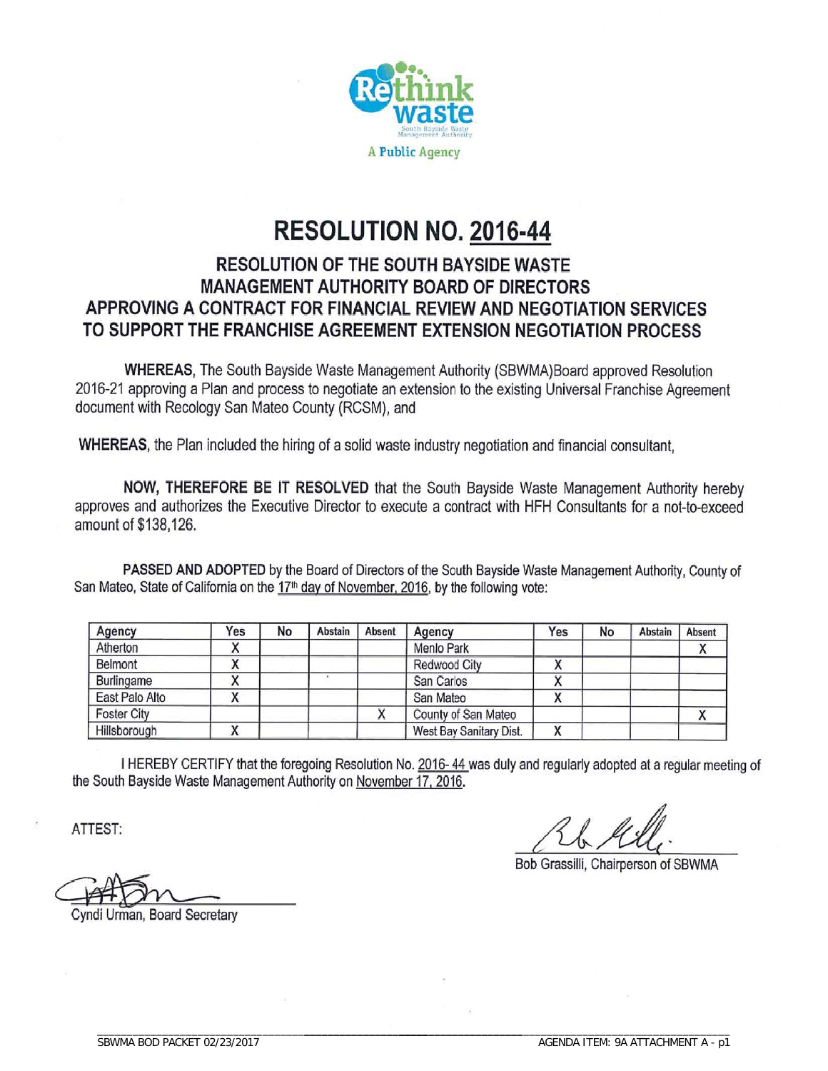Rethink waste

South Bayside Waste Management Authority

A Public Agency

# RESOLUTION NO. 2016-44

## RESOLUTION OF THE SOUTH BAYSIDE WASTE MANAGEMENT AUTHORITY BOARD OF DIRECTORS APPROVING A CONTRACT FOR FINANCIAL REVIEW AND NEGOTIATION SERVICES TO SUPPORT THE FRANCHISE AGREEMENT EXTENSION NEGOTIATION PROCESS

**WHEREAS**, The South Bayside Waste Management Authority (SBWMA)Board approved Resolution 2016-21 approving a Plan and process to negotiate an extension to the existing Universal Franchise Agreement document with Recology San Mateo County (RCSM), and

**WHEREAS**, the Plan included the hiring of a solid waste industry negotiation and financial consultant,

**NOW, THEREFORE BE IT RESOLVED** that the South Bayside Waste Management Authority hereby approves and authorizes the Executive Director to execute a contract with HFH Consultants for a not-to-exceed amount of $138,126.

**PASSED AND ADOPTED** by the Board of Directors of the South Bayside Waste Management Authority, County of San Mateo, State of California on the 17th day of November, 2016, by the following vote:

| Agency | Yes | No | Abstain | Absent | Agency | Yes | No | Abstain | Absent |
|---|---|---|---|---|---|---|---|---|---|
| Atherton | X | | | | Menlo Park | | | | X |
| Belmont | X | | | | Redwood City | X | | | |
| Burlingame | X | | | | San Carlos | X | | | |
| East Palo Alto | X | | | | San Mateo | X | | | |
| Foster City | | | | X | County of San Mateo | | | | X |
| Hillsborough | X | | | | West Bay Sanitary Dist. | X | | | |

I HEREBY CERTIFY that the foregoing Resolution No. 2016- 44 was duly and regularly adopted at a regular meeting of the South Bayside Waste Management Authority on November 17, 2016.

ATTEST:

Bob Grassilli, Chairperson of SBWMA

Cyndi Urman, Board Secretary